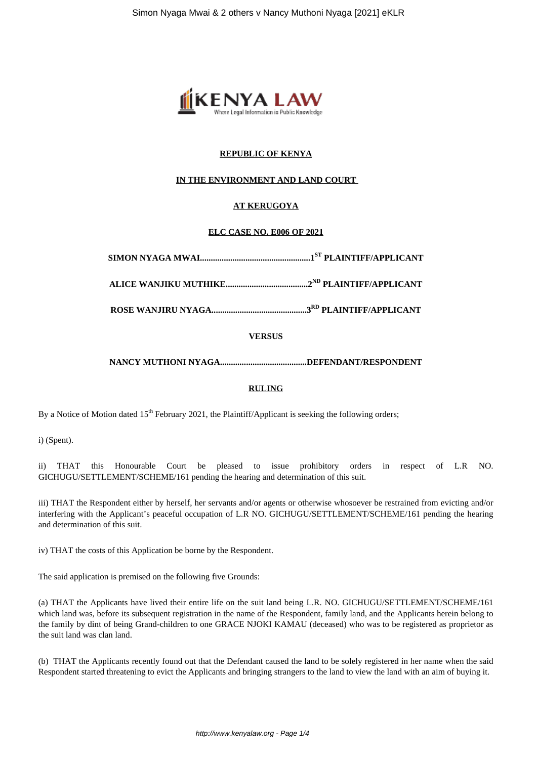**REPUBLIC OF KENYA**

**IN THE ENVIRONMENT AND LAND COURT**

**AT KERUGOYA**

**ELC CASE NO. E006 OF 2021**

**SIMON NYAGA MWAI...................................................1ST PLAINTIFF/APPLICANT**

**ALICE WANJIKU MUTHIKE......................................2ND PLAINTIFF/APPLICANT**

**ROSE WANJIRU NYAGA............................................3RD PLAINTIFF/APPLICANT**

**VERSUS**

**NANCY MUTHONI NYAGA........................................DEFENDANT/RESPONDENT**

**RULING**

By a Notice of Motion dated 15th February 2021, the Plaintiff/Applicant is seeking the following orders;

i) (Spent).

ii) THAT this Honourable Court be pleased to issue prohibitory orders in respect of L.R NO. GICHUGU/SETTLEMENT/SCHEME/161 pending the hearing and determination of this suit.

iii) THAT the Respondent either by herself, her servants and/or agents or otherwise whosoever be restrained from evicting and/or interfering with the Applicant's peaceful occupation of L.R NO. GICHUGU/SETTLEMENT/SCHEME/161 pending the hearing and determination of this suit.

iv) THAT the costs of this Application be borne by the Respondent.

The said application is premised on the following five Grounds:

(a) THAT the Applicants have lived their entire life on the suit land being L.R. NO. GICHUGU/SETTLEMENT/SCHEME/161 which land was, before its subsequent registration in the name of the Respondent, family land, and the Applicants herein belong to the family by dint of being Grand-children to one GRACE NJOKI KAMAU (deceased) who was to be registered as proprietor as the suit land was clan land.

(b) THAT the Applicants recently found out that the Defendant caused the land to be solely registered in her name when the said Respondent started threatening to evict the Applicants and bringing strangers to the land to view the land with an aim of buying it.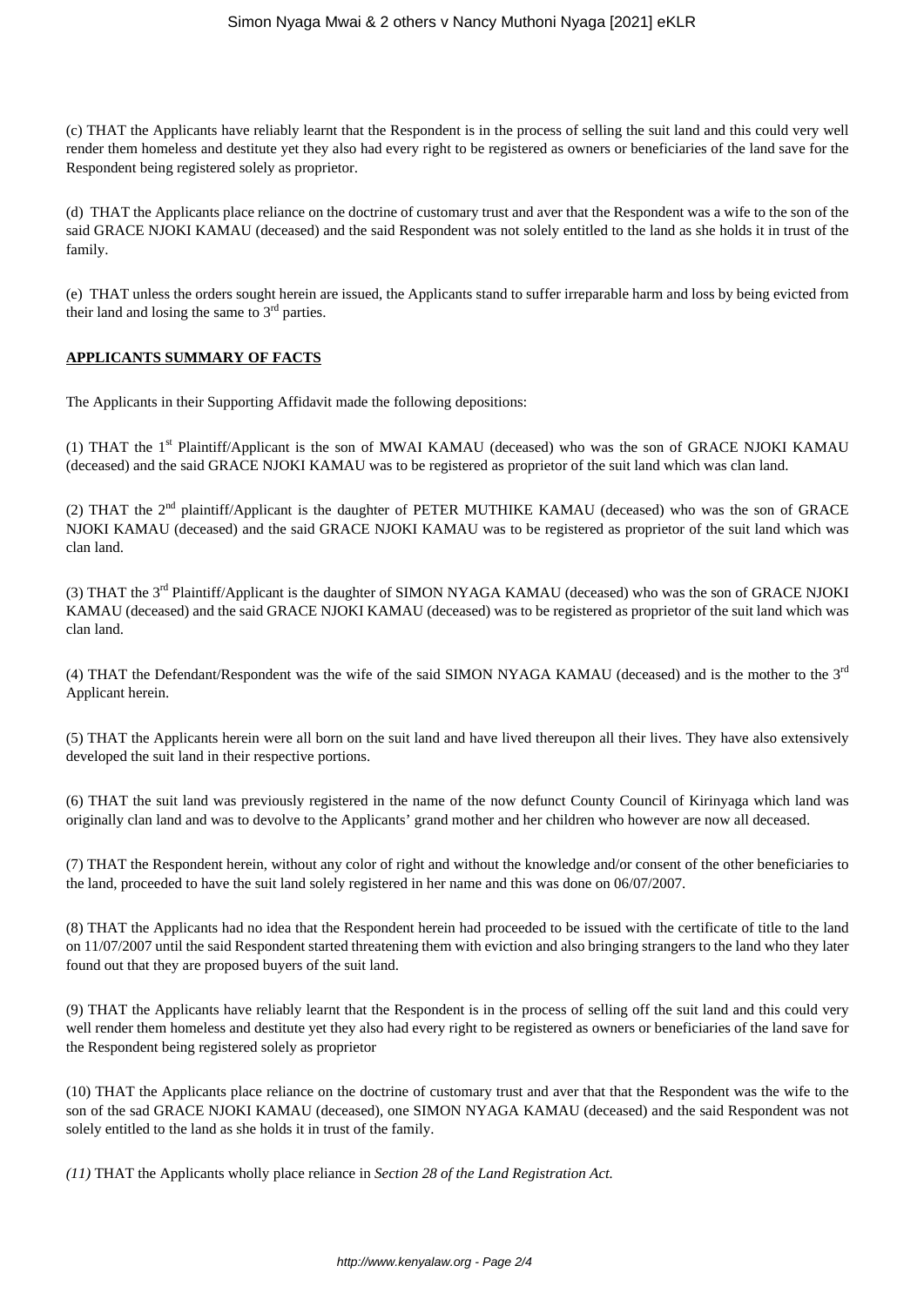(c) THAT the Applicants have reliably learnt that the Respondent is in the process of selling the suit land and this could very well render them homeless and destitute yet they also had every right to be registered as owners or beneficiaries of the land save for the Respondent being registered solely as proprietor.

(d) THAT the Applicants place reliance on the doctrine of customary trust and aver that the Respondent was a wife to the son of the said GRACE NJOKI KAMAU (deceased) and the said Respondent was not solely entitled to the land as she holds it in trust of the family.

(e) THAT unless the orders sought herein are issued, the Applicants stand to suffer irreparable harm and loss by being evicted from their land and losing the same to 3rd parties.

**APPLICANTS SUMMARY OF FACTS**

The Applicants in their Supporting Affidavit made the following depositions:

(1) THAT the 1st Plaintiff/Applicant is the son of MWAI KAMAU (deceased) who was the son of GRACE NJOKI KAMAU (deceased) and the said GRACE NJOKI KAMAU was to be registered as proprietor of the suit land which was clan land.

(2) THAT the 2nd plaintiff/Applicant is the daughter of PETER MUTHIKE KAMAU (deceased) who was the son of GRACE NJOKI KAMAU (deceased) and the said GRACE NJOKI KAMAU was to be registered as proprietor of the suit land which was clan land.

(3) THAT the 3rd Plaintiff/Applicant is the daughter of SIMON NYAGA KAMAU (deceased) who was the son of GRACE NJOKI KAMAU (deceased) and the said GRACE NJOKI KAMAU (deceased) was to be registered as proprietor of the suit land which was clan land.

(4) THAT the Defendant/Respondent was the wife of the said SIMON NYAGA KAMAU (deceased) and is the mother to the 3rd Applicant herein.

(5) THAT the Applicants herein were all born on the suit land and have lived thereupon all their lives. They have also extensively developed the suit land in their respective portions.

(6) THAT the suit land was previously registered in the name of the now defunct County Council of Kirinyaga which land was originally clan land and was to devolve to the Applicants' grand mother and her children who however are now all deceased.

(7) THAT the Respondent herein, without any color of right and without the knowledge and/or consent of the other beneficiaries to the land, proceeded to have the suit land solely registered in her name and this was done on 06/07/2007.

(8) THAT the Applicants had no idea that the Respondent herein had proceeded to be issued with the certificate of title to the land on 11/07/2007 until the said Respondent started threatening them with eviction and also bringing strangers to the land who they later found out that they are proposed buyers of the suit land.

(9) THAT the Applicants have reliably learnt that the Respondent is in the process of selling off the suit land and this could very well render them homeless and destitute yet they also had every right to be registered as owners or beneficiaries of the land save for the Respondent being registered solely as proprietor

(10) THAT the Applicants place reliance on the doctrine of customary trust and aver that that the Respondent was the wife to the son of the sad GRACE NJOKI KAMAU (deceased), one SIMON NYAGA KAMAU (deceased) and the said Respondent was not solely entitled to the land as she holds it in trust of the family.

*(11)* THAT the Applicants wholly place reliance in *Section 28 of the Land Registration Act.*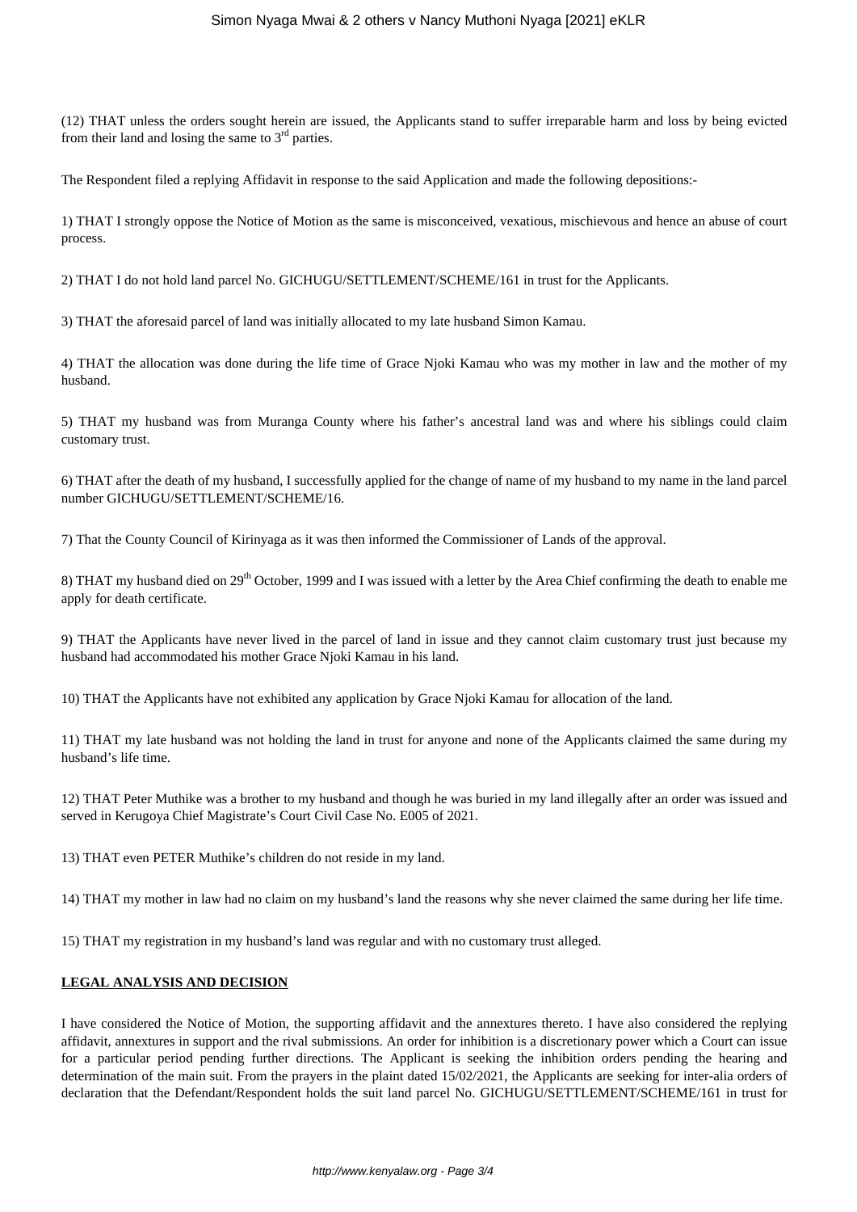(12) THAT unless the orders sought herein are issued, the Applicants stand to suffer irreparable harm and loss by being evicted from their land and losing the same to 3rd parties.

The Respondent filed a replying Affidavit in response to the said Application and made the following depositions:-

1) THAT I strongly oppose the Notice of Motion as the same is misconceived, vexatious, mischievous and hence an abuse of court process.

2) THAT I do not hold land parcel No. GICHUGU/SETTLEMENT/SCHEME/161 in trust for the Applicants.

3) THAT the aforesaid parcel of land was initially allocated to my late husband Simon Kamau.

4) THAT the allocation was done during the life time of Grace Njoki Kamau who was my mother in law and the mother of my husband.

5) THAT my husband was from Muranga County where his father's ancestral land was and where his siblings could claim customary trust.

6) THAT after the death of my husband, I successfully applied for the change of name of my husband to my name in the land parcel number GICHUGU/SETTLEMENT/SCHEME/16.

7) That the County Council of Kirinyaga as it was then informed the Commissioner of Lands of the approval.

8) THAT my husband died on 29th October, 1999 and I was issued with a letter by the Area Chief confirming the death to enable me apply for death certificate.

9) THAT the Applicants have never lived in the parcel of land in issue and they cannot claim customary trust just because my husband had accommodated his mother Grace Njoki Kamau in his land.

10) THAT the Applicants have not exhibited any application by Grace Njoki Kamau for allocation of the land.

11) THAT my late husband was not holding the land in trust for anyone and none of the Applicants claimed the same during my husband's life time.

12) THAT Peter Muthike was a brother to my husband and though he was buried in my land illegally after an order was issued and served in Kerugoya Chief Magistrate's Court Civil Case No. E005 of 2021.

13) THAT even PETER Muthike's children do not reside in my land.

14) THAT my mother in law had no claim on my husband's land the reasons why she never claimed the same during her life time.

15) THAT my registration in my husband's land was regular and with no customary trust alleged.

**LEGAL ANALYSIS AND DECISION**

I have considered the Notice of Motion, the supporting affidavit and the annextures thereto. I have also considered the replying affidavit, annextures in support and the rival submissions. An order for inhibition is a discretionary power which a Court can issue for a particular period pending further directions. The Applicant is seeking the inhibition orders pending the hearing and determination of the main suit. From the prayers in the plaint dated 15/02/2021, the Applicants are seeking for inter-alia orders of declaration that the Defendant/Respondent holds the suit land parcel No. GICHUGU/SETTLEMENT/SCHEME/161 in trust for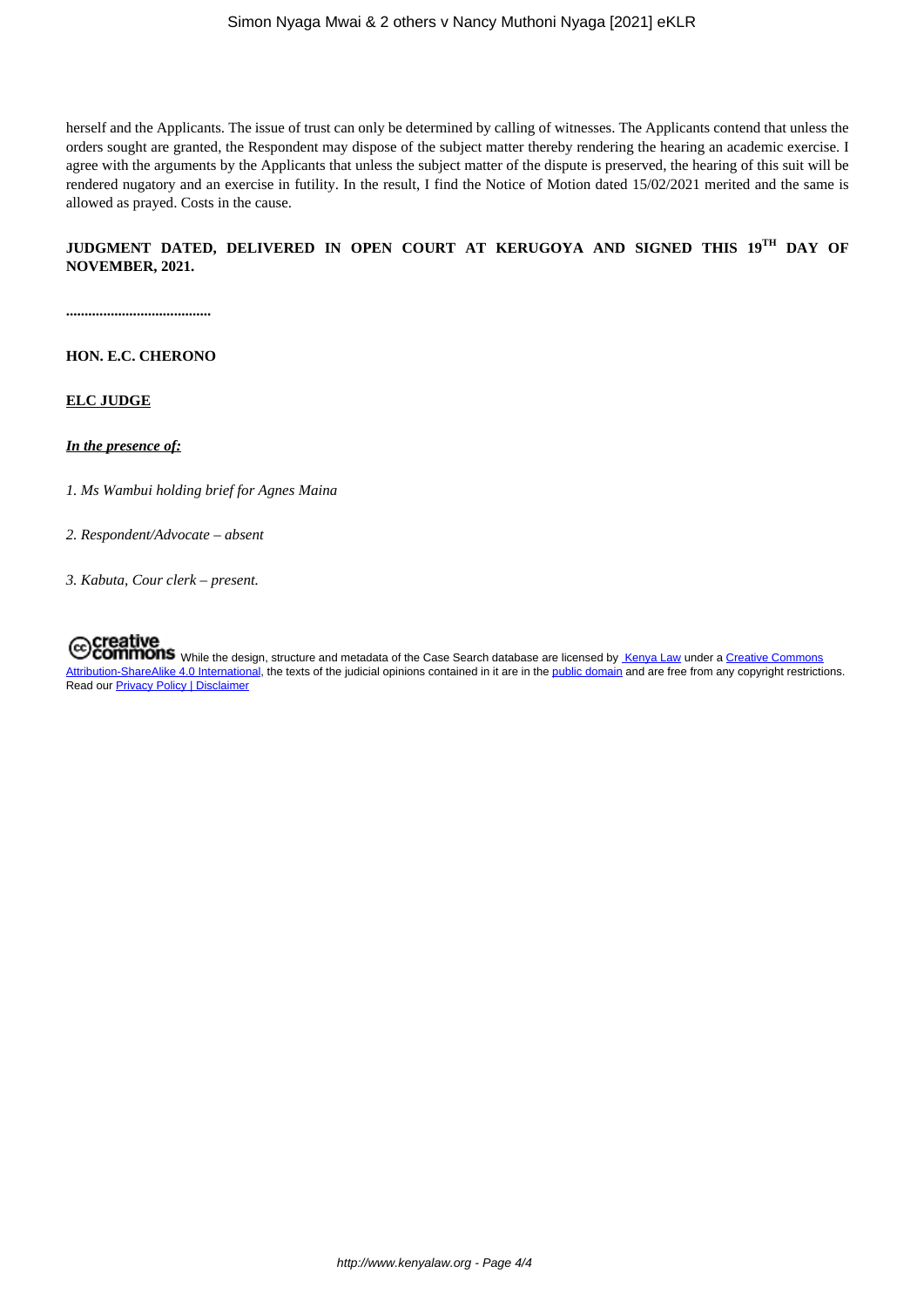herself and the Applicants. The issue of trust can only be determined by calling of witnesses. The Applicants contend that unless the orders sought are granted, the Respondent may dispose of the subject matter thereby rendering the hearing an academic exercise. I agree with the arguments by the Applicants that unless the subject matter of the dispute is preserved, the hearing of this suit will be rendered nugatory and an exercise in futility. In the result, I find the Notice of Motion dated 15/02/2021 merited and the same is allowed as prayed. Costs in the cause.

**JUDGMENT DATED, DELIVERED IN OPEN COURT AT KERUGOYA AND SIGNED THIS 19TH DAY OF NOVEMBER, 2021.**

**......................................**

**HON. E.C. CHERONO**

**ELC JUDGE**

***In the presence of:***

*1. Ms Wambui holding brief for Agnes Maina*

*2. Respondent/Advocate – absent*

*3. Kabuta, Cour clerk – present.*

While the design, structure and metadata of the Case Search database are licensed by Kenya Law under a Creative Commons Attribution-ShareAlike 4.0 International, the texts of the judicial opinions contained in it are in the public domain and are free from any copyright restrictions. Read our Privacy Policy | Disclaimer